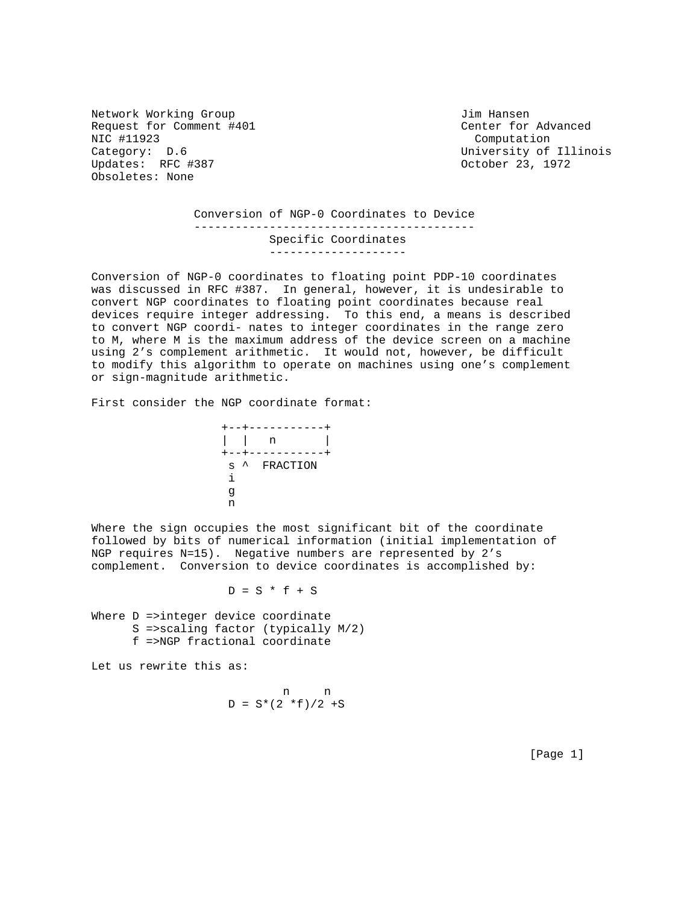Network Working Group  
Request for Comment #401  
NIC #11923  
Category: D.6  
Updates: RFC #387  
Obsoletes: None

Jim Hansen  
Center for Advanced Computation  
University of Illinois  
October 23, 1972

# Conversion of NGP-0 Coordinates to Device Specific Coordinates

Conversion of NGP-0 coordinates to floating point PDP-10 coordinates was discussed in RFC #387. In general, however, it is undesirable to convert NGP coordinates to floating point coordinates because real devices require integer addressing. To this end, a means is described to convert NGP coordi- nates to integer coordinates in the range zero to M, where M is the maximum address of the device screen on a machine using 2's complement arithmetic. It would not, however, be difficult to modify this algorithm to operate on machines using one's complement or sign-magnitude arithmetic.

First consider the NGP coordinate format:

```
+--+-----------+
|  |   n       |
+--+-----------+
 s ^  FRACTION
 i
 g
 n
```

Where the sign occupies the most significant bit of the coordinate followed by bits of numerical information (initial implementation of NGP requires N=15). Negative numbers are represented by 2's complement. Conversion to device coordinates is accomplished by:

$$D = S * f + S$$

Where D =>integer device coordinate  
S =>scaling factor (typically M/2)  
f =>NGP fractional coordinate

Let us rewrite this as:

$$D = S*(2^n *f)/2^n +S$$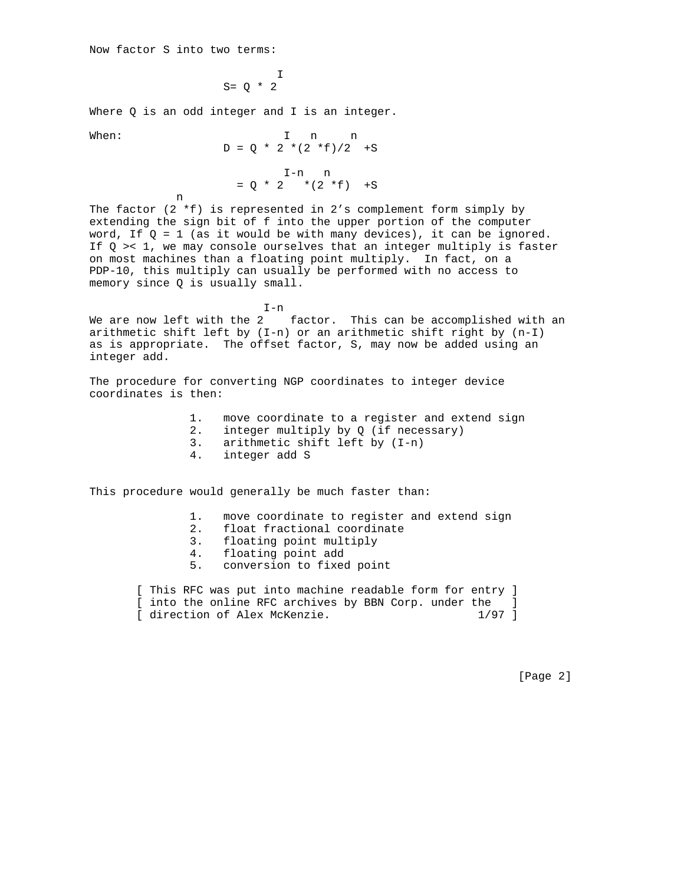Now factor S into two terms:

$$S = Q * 2^{I}$$

Where Q is an odd integer and I is an integer.

When:

$$D = Q * 2^{I} * (2^{n} * f)/2^{n} + S$$

$$= Q * 2^{I-n} * (2^{n} * f) + S$$

The factor $(2^{n} * f)$ is represented in 2's complement form simply by extending the sign bit of f into the upper portion of the computer word, If Q = 1 (as it would be with many devices), it can be ignored. If Q >< 1, we may console ourselves that an integer multiply is faster on most machines than a floating point multiply. In fact, on a PDP-10, this multiply can usually be performed with no access to memory since Q is usually small.

We are now left with the $2^{I-n}$ factor. This can be accomplished with an arithmetic shift left by (I-n) or an arithmetic shift right by (n-I) as is appropriate. The offset factor, S, may now be added using an integer add.

The procedure for converting NGP coordinates to integer device coordinates is then:

1. move coordinate to a register and extend sign
2. integer multiply by Q (if necessary)
3. arithmetic shift left by (I-n)
4. integer add S

This procedure would generally be much faster than:

1. move coordinate to register and extend sign
2. float fractional coordinate
3. floating point multiply
4. floating point add
5. conversion to fixed point

[ This RFC was put into machine readable form for entry ]
[ into the online RFC archives by BBN Corp. under the ]
[ direction of Alex McKenzie. 1/97 ]